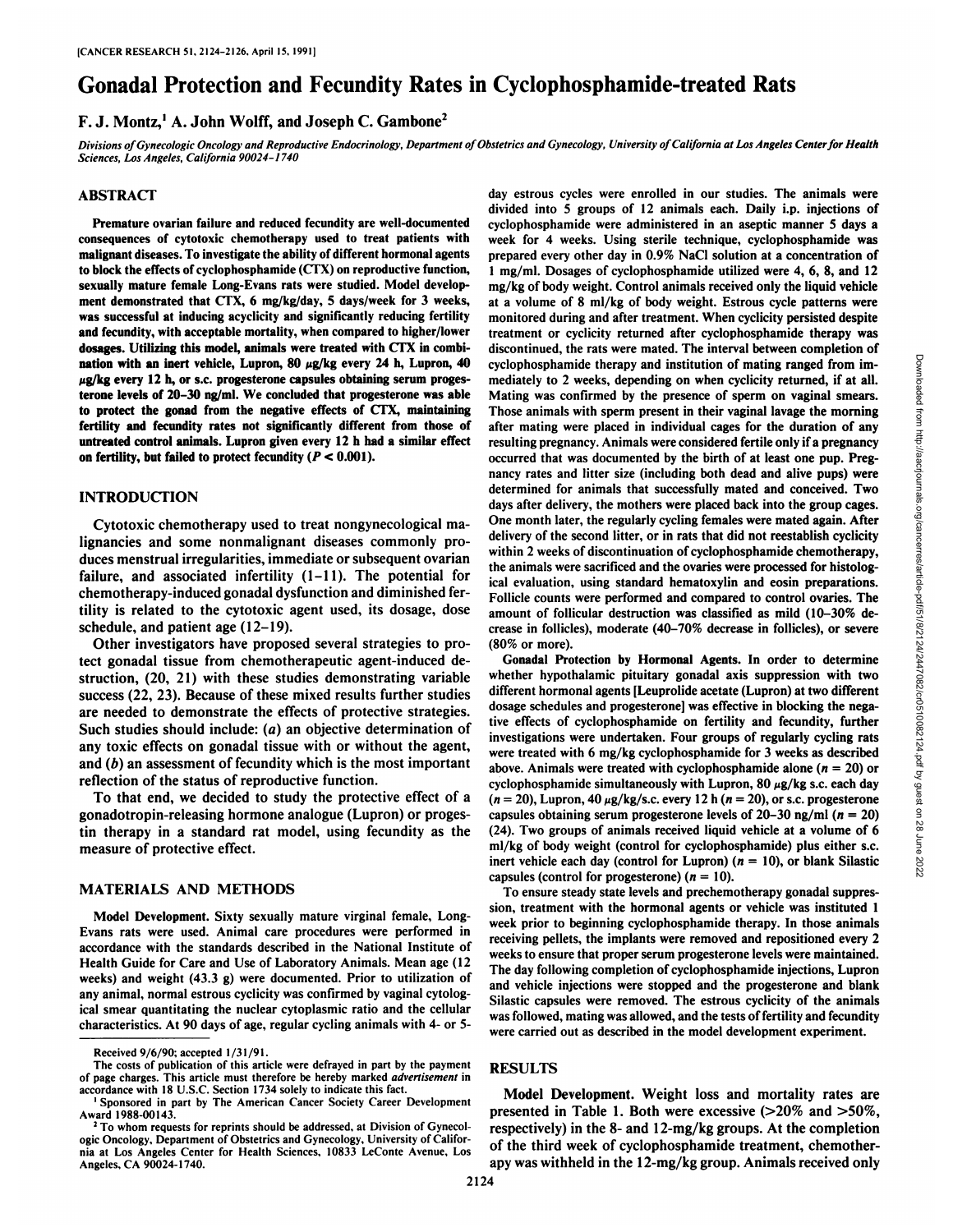# Gonadal Protection and Fecundity Rates in Cyclophosphamide-treated Rats

**F. J. Montz,[1] A. John Wolff, and Joseph C. Gambone[2]**

*Divisions of Gynecologic Oncology and Reproductive Endocrinology, Department of Obstetrics and Gynecology, University of California at Los Angeles Center for Health Sciences, Los Angeles, California 90024-1740*

## ABSTRACT

**Premature ovarian failure and reduced fecundity are well-documented consequences of cytotoxic chemotherapy used to treat patients with malignant diseases. To investigate the ability of different hormonal agents to block the effects of cyclophosphamide (CTX) on reproductive function, sexually mature female Long-Evans rats were studied. Model development demonstrated that CTX, 6 mg/kg/day, 5 days/week for 3 weeks, was successful at inducing acyclicity and significantly reducing fertility and fecundity, with acceptable mortality, when compared to higher/lower dosages. Utilizing this model, animals were treated with CTX in combination with an inert vehicle, Lupron, 80 μg/kg every 24 h, Lupron, 40 μg/kg every 12 h, or s.c. progesterone capsules obtaining serum progesterone levels of 20–30 ng/ml. We concluded that progesterone was able to protect the gonad from the negative effects of CTX, maintaining fertility and fecundity rates not significantly different from those of untreated control animals. Lupron given every 12 h had a similar effect on fertility, but failed to protect fecundity ($P < 0.001$).**

## INTRODUCTION

Cytotoxic chemotherapy used to treat nongynecological malignancies and some nonmalignant diseases commonly produces menstrual irregularities, immediate or subsequent ovarian failure, and associated infertility (1–11). The potential for chemotherapy-induced gonadal dysfunction and diminished fertility is related to the cytotoxic agent used, its dosage, dose schedule, and patient age (12–19).

Other investigators have proposed several strategies to protect gonadal tissue from chemotherapeutic agent-induced destruction, (20, 21) with these studies demonstrating variable success (22, 23). Because of these mixed results further studies are needed to demonstrate the effects of protective strategies. Such studies should include: (*a*) an objective determination of any toxic effects on gonadal tissue with or without the agent, and (*b*) an assessment of fecundity which is the most important reflection of the status of reproductive function.

To that end, we decided to study the protective effect of a gonadotropin-releasing hormone analogue (Lupron) or progestin therapy in a standard rat model, using fecundity as the measure of protective effect.

## MATERIALS AND METHODS

**Model Development.** Sixty sexually mature virginal female, Long-Evans rats were used. Animal care procedures were performed in accordance with the standards described in the National Institute of Health Guide for Care and Use of Laboratory Animals. Mean age (12 weeks) and weight (43.3 g) were documented. Prior to utilization of any animal, normal estrous cyclicity was confirmed by vaginal cytological smear quantitating the nuclear cytoplasmic ratio and the cellular characteristics. At 90 days of age, regular cycling animals with 4- or 5-day estrous cycles were enrolled in our studies. The animals were divided into 5 groups of 12 animals each. Daily i.p. injections of cyclophosphamide were administered in an aseptic manner 5 days a week for 4 weeks. Using sterile technique, cyclophosphamide was prepared every other day in 0.9% NaCl solution at a concentration of 1 mg/ml. Dosages of cyclophosphamide utilized were 4, 6, 8, and 12 mg/kg of body weight. Control animals received only the liquid vehicle at a volume of 8 ml/kg of body weight. Estrous cycle patterns were monitored during and after treatment. When cyclicity persisted despite treatment or cyclicity returned after cyclophosphamide therapy was discontinued, the rats were mated. The interval between completion of cyclophosphamide therapy and institution of mating ranged from immediately to 2 weeks, depending on when cyclicity returned, if at all. Mating was confirmed by the presence of sperm on vaginal smears. Those animals with sperm present in their vaginal lavage the morning after mating were placed in individual cages for the duration of any resulting pregnancy. Animals were considered fertile only if a pregnancy occurred that was documented by the birth of at least one pup. Pregnancy rates and litter size (including both dead and alive pups) were determined for animals that successfully mated and conceived. Two days after delivery, the mothers were placed back into the group cages. One month later, the regularly cycling females were mated again. After delivery of the second litter, or in rats that did not reestablish cyclicity within 2 weeks of discontinuation of cyclophosphamide chemotherapy, the animals were sacrificed and the ovaries were processed for histological evaluation, using standard hematoxylin and eosin preparations. Follicle counts were performed and compared to control ovaries. The amount of follicular destruction was classified as mild (10–30% decrease in follicles), moderate (40–70% decrease in follicles), or severe (80% or more).

**Gonadal Protection by Hormonal Agents.** In order to determine whether hypothalamic pituitary gonadal axis suppression with two different hormonal agents [Leuprolide acetate (Lupron) at two different dosage schedules and progesterone] was effective in blocking the negative effects of cyclophosphamide on fertility and fecundity, further investigations were undertaken. Four groups of regularly cycling rats were treated with 6 mg/kg cyclophosphamide for 3 weeks as described above. Animals were treated with cyclophosphamide alone ($n = 20$) or cyclophosphamide simultaneously with Lupron, 80 μg/kg s.c. each day ($n = 20$), Lupron, 40 μg/kg/s.c. every 12 h ($n = 20$), or s.c. progesterone capsules obtaining serum progesterone levels of 20–30 ng/ml ($n = 20$) (24). Two groups of animals received liquid vehicle at a volume of 6 ml/kg of body weight (control for cyclophosphamide) plus either s.c. inert vehicle each day (control for Lupron) ($n = 10$), or blank Silastic capsules (control for progesterone) ($n = 10$).

To ensure steady state levels and prechemotherapy gonadal suppression, treatment with the hormonal agents or vehicle was instituted 1 week prior to beginning cyclophosphamide therapy. In those animals receiving pellets, the implants were removed and repositioned every 2 weeks to ensure that proper serum progesterone levels were maintained. The day following completion of cyclophosphamide injections, Lupron and vehicle injections were stopped and the progesterone and blank Silastic capsules were removed. The estrous cyclicity of the animals was followed, mating was allowed, and the tests of fertility and fecundity were carried out as described in the model development experiment.

## RESULTS

**Model Development.** Weight loss and mortality rates are presented in Table 1. Both were excessive (>20% and >50%, respectively) in the 8- and 12-mg/kg groups. At the completion of the third week of cyclophosphamide treatment, chemotherapy was withheld in the 12-mg/kg group. Animals received only

---

Received 9/6/90; accepted 1/31/91.

The costs of publication of this article were defrayed in part by the payment of page charges. This article must therefore be hereby marked *advertisement* in accordance with 18 U.S.C. Section 1734 solely to indicate this fact.

[1] Sponsored in part by The American Cancer Society Career Development Award 1988-00143.

[2] To whom requests for reprints should be addressed, at Division of Gynecologic Oncology, Department of Obstetrics and Gynecology, University of California at Los Angeles Center for Health Sciences, 10833 LeConte Avenue, Los Angeles, CA 90024-1740.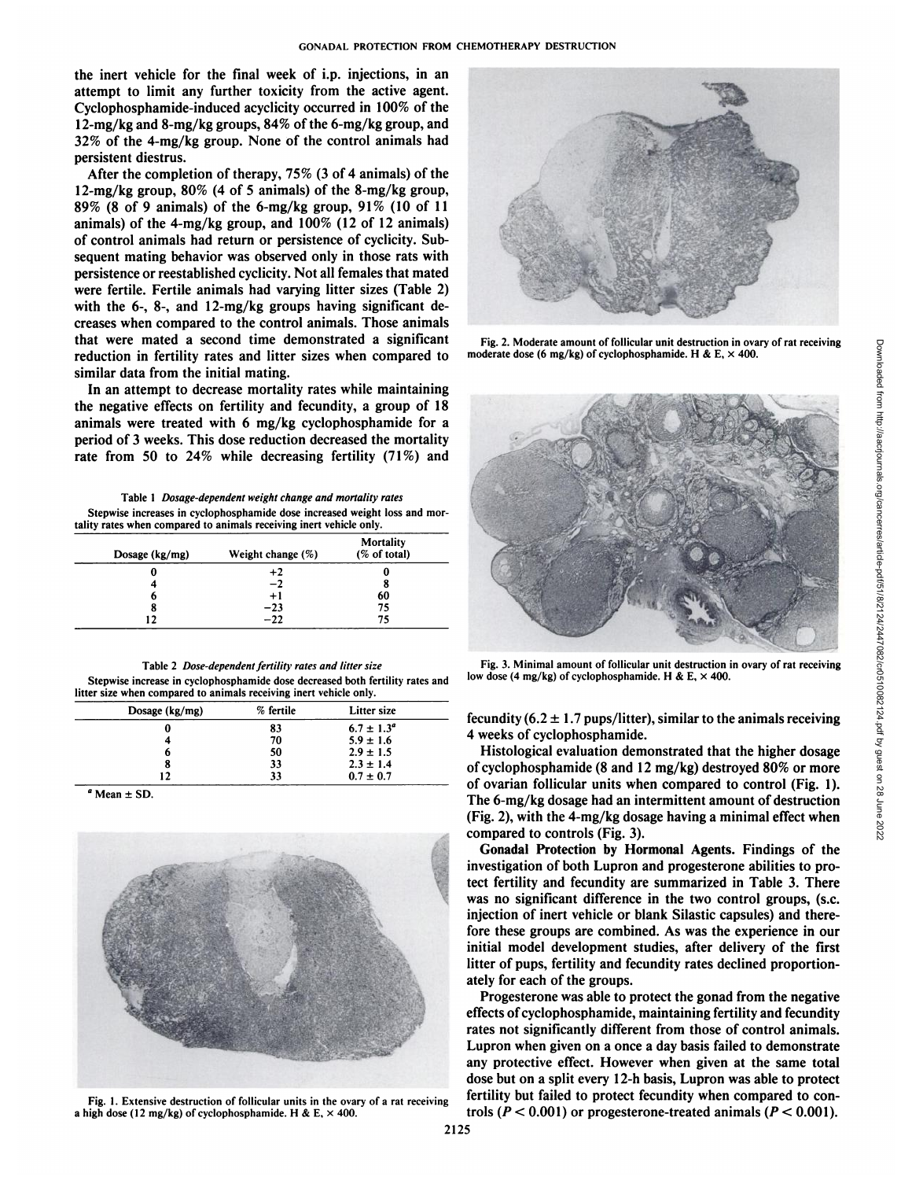the inert vehicle for the final week of i.p. injections, in an attempt to limit any further toxicity from the active agent. Cyclophosphamide-induced acyclicity occurred in 100% of the 12-mg/kg and 8-mg/kg groups, 84% of the 6-mg/kg group, and 32% of the 4-mg/kg group. None of the control animals had persistent diestrus.

After the completion of therapy, 75% (3 of 4 animals) of the 12-mg/kg group, 80% (4 of 5 animals) of the 8-mg/kg group, 89% (8 of 9 animals) of the 6-mg/kg group, 91% (10 of 11 animals) of the 4-mg/kg group, and 100% (12 of 12 animals) of control animals had return or persistence of cyclicity. Subsequent mating behavior was observed only in those rats with persistence or reestablished cyclicity. Not all females that mated were fertile. Fertile animals had varying litter sizes (Table 2) with the 6-, 8-, and 12-mg/kg groups having significant decreases when compared to the control animals. Those animals that were mated a second time demonstrated a significant reduction in fertility rates and litter sizes when compared to similar data from the initial mating.

In an attempt to decrease mortality rates while maintaining the negative effects on fertility and fecundity, a group of 18 animals were treated with 6 mg/kg cyclophosphamide for a period of 3 weeks. This dose reduction decreased the mortality rate from 50 to 24% while decreasing fertility (71%) and fecundity ($6.2 \pm 1.7$ pups/litter), similar to the animals receiving 4 weeks of cyclophosphamide.

Table 1 *Dosage-dependent weight change and mortality rates*

Stepwise increases in cyclophosphamide dose increased weight loss and mortality rates when compared to animals receiving inert vehicle only.

| Dosage (kg/mg) | Weight change (%) | Mortality (% of total) |
|---|---|---|
| 0 | +2 | 0 |
| 4 | −2 | 8 |
| 6 | +1 | 60 |
| 8 | −23 | 75 |
| 12 | −22 | 75 |

Table 2 *Dose-dependent fertility rates and litter size*

Stepwise increase in cyclophosphamide dose decreased both fertility rates and litter size when compared to animals receiving inert vehicle only.

| Dosage (kg/mg) | % fertile | Litter size |
|---|---|---|
| 0 | 83 | $6.7 \pm 1.3$[a] |
| 4 | 70 | $5.9 \pm 1.6$ |
| 6 | 50 | $2.9 \pm 1.5$ |
| 8 | 33 | $2.3 \pm 1.4$ |
| 12 | 33 | $0.7 \pm 0.7$ |

[a] Mean ± SD.

Fig. 1. Extensive destruction of follicular units in the ovary of a rat receiving a high dose (12 mg/kg) of cyclophosphamide. H & E, × 400.

Fig. 2. Moderate amount of follicular unit destruction in ovary of rat receiving moderate dose (6 mg/kg) of cyclophosphamide. H & E, × 400.

Fig. 3. Minimal amount of follicular unit destruction in ovary of rat receiving low dose (4 mg/kg) of cyclophosphamide. H & E, × 400.

Histological evaluation demonstrated that the higher dosage of cyclophosphamide (8 and 12 mg/kg) destroyed 80% or more of ovarian follicular units when compared to control (Fig. 1). The 6-mg/kg dosage had an intermittent amount of destruction (Fig. 2), with the 4-mg/kg dosage having a minimal effect when compared to controls (Fig. 3).

**Gonadal Protection by Hormonal Agents.** Findings of the investigation of both Lupron and progesterone abilities to protect fertility and fecundity are summarized in Table 3. There was no significant difference in the two control groups, (s.c. injection of inert vehicle or blank Silastic capsules) and therefore these groups are combined. As was the experience in our initial model development studies, after delivery of the first litter of pups, fertility and fecundity rates declined proportionately for each of the groups.

Progesterone was able to protect the gonad from the negative effects of cyclophosphamide, maintaining fertility and fecundity rates not significantly different from those of control animals. Lupron when given on a once a day basis failed to demonstrate any protective effect. However when given at the same total dose but on a split every 12-h basis, Lupron was able to protect fertility but failed to protect fecundity when compared to controls ($P < 0.001$) or progesterone-treated animals ($P < 0.001$).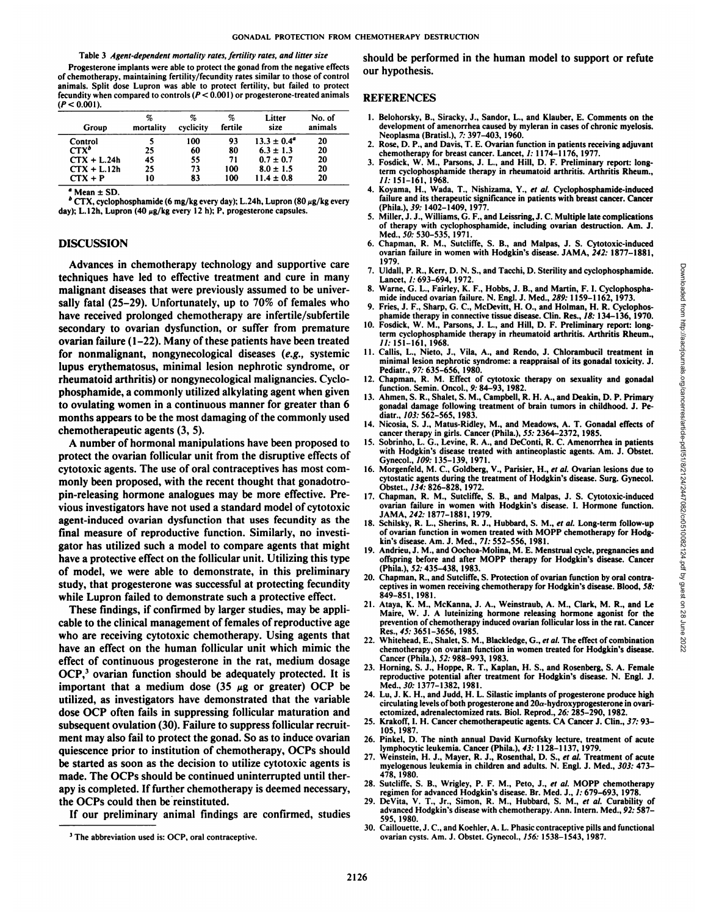Table 3 *Agent-dependent mortality rates, fertility rates, and litter size*

Progesterone implants were able to protect the gonad from the negative effects of chemotherapy, maintaining fertility/fecundity rates similar to those of control animals. Split dose Lupron was able to protect fertility, but failed to protect fecundity when compared to controls ($P < 0.001$) or progesterone-treated animals ($P < 0.001$).

| Group | % mortality | % cyclicity | % fertile | Litter size | No. of animals |
|---|---|---|---|---|---|
| Control | 5 | 100 | 93 | $13.3 \pm 0.4$[a] | 20 |
| CTX[b] | 25 | 60 | 80 | $6.3 \pm 1.3$ | 20 |
| CTX + L.24h | 45 | 55 | 71 | $0.7 \pm 0.7$ | 20 |
| CTX + L.12h | 25 | 73 | 100 | $8.0 \pm 1.5$ | 20 |
| CTX + P | 10 | 83 | 100 | $11.4 \pm 0.8$ | 20 |

[a] Mean ± SD.

[b] CTX, cyclophosphamide (6 mg/kg every day); L.24h, Lupron (80 μg/kg every day); L.12h, Lupron (40 μg/kg every 12 h); P, progesterone capsules.

## DISCUSSION

Advances in chemotherapy technology and supportive care techniques have led to effective treatment and cure in many malignant diseases that were previously assumed to be universally fatal (25–29). Unfortunately, up to 70% of females who have received prolonged chemotherapy are infertile/subfertile secondary to ovarian dysfunction, or suffer from premature ovarian failure (1–22). Many of these patients have been treated for nonmalignant, nongynecological diseases (*e.g.,* systemic lupus erythematosus, minimal lesion nephrotic syndrome, or rheumatoid arthritis) or nongynecological malignancies. Cyclophosphamide, a commonly utilized alkylating agent when given to ovulating women in a continuous manner for greater than 6 months appears to be the most damaging of the commonly used chemotherapeutic agents (3, 5).

A number of hormonal manipulations have been proposed to protect the ovarian follicular unit from the disruptive effects of cytotoxic agents. The use of oral contraceptives has most commonly been proposed, with the recent thought that gonadotropin-releasing hormone analogues may be more effective. Previous investigators have not used a standard model of cytotoxic agent-induced ovarian dysfunction that uses fecundity as the final measure of reproductive function. Similarly, no investigator has utilized such a model to compare agents that might have a protective effect on the follicular unit. Utilizing this type of model, we were able to demonstrate, in this preliminary study, that progesterone was successful at protecting fecundity while Lupron failed to demonstrate such a protective effect.

These findings, if confirmed by larger studies, may be applicable to the clinical management of females of reproductive age who are receiving cytotoxic chemotherapy. Using agents that have an effect on the human follicular unit which mimic the effect of continuous progesterone in the rat, medium dosage OCP,[3] ovarian function should be adequately protected. It is important that a medium dose (35 μg or greater) OCP be utilized, as investigators have demonstrated that the variable dose OCP often fails in suppressing follicular maturation and subsequent ovulation (30). Failure to suppress follicular recruitment may also fail to protect the gonad. So as to induce ovarian quiescence prior to institution of chemotherapy, OCPs should be started as soon as the decision to utilize cytotoxic agents is made. The OCPs should be continued uninterrupted until therapy is completed. If further chemotherapy is deemed necessary, the OCPs could then be reinstituted.

If our preliminary animal findings are confirmed, studies should be performed in the human model to support or refute our hypothesis.

[3] The abbreviation used is: OCP, oral contraceptive.

## REFERENCES

1. Belohorsky, B., Siracky, J., Sandor, L., and Klauber, E. Comments on the development of amenorrhea caused by myleran in cases of chronic myelosis. Neoplasma (Bratisl.), *7:* 397–403, 1960.
2. Rose, D. P., and Davis, T. E. Ovarian function in patients receiving adjuvant chemotherapy for breast cancer. Lancet, *1:* 1174–1176, 1977.
3. Fosdick, W. M., Parsons, J. L., and Hill, D. F. Preliminary report: long-term cyclophosphamide therapy in rheumatoid arthritis. Arthritis Rheum., *11:* 151–161, 1968.
4. Koyama, H., Wada, T., Nishizama, Y., *et al.* Cyclophosphamide-induced failure and its therapeutic significance in patients with breast cancer. Cancer (Phila.), *39:* 1402–1409, 1977.
5. Miller, J. J., Williams, G. F., and Leissring, J. C. Multiple late complications of therapy with cyclophosphamide, including ovarian destruction. Am. J. Med., *50:* 530–535, 1971.
6. Chapman, R. M., Sutcliffe, S. B., and Malpas, J. S. Cytotoxic-induced ovarian failure in women with Hodgkin's disease. JAMA, *242:* 1877–1881, 1979.
7. Uldall, P. R., Kerr, D. N. S., and Tacchi, D. Sterility and cyclophosphamide. Lancet, *1:* 693–694, 1972.
8. Warne, G. L., Fairley, K. F., Hobbs, J. B., and Martin, F. I. Cyclophosphamide induced ovarian failure. N. Engl. J. Med., *289:* 1159–1162, 1973.
9. Fries, J. F., Sharp, G. C., McDevitt, H. O., and Holman, H. R. Cyclophosphamide therapy in connective tissue disease. Clin. Res., *18:* 134–136, 1970.
10. Fosdick, W. M., Parsons, J. L., and Hill, D. F. Preliminary report: long-term cyclophosphamide therapy in rheumatoid arthritis. Arthritis Rheum., *11:* 151–161, 1968.
11. Callis, L., Nieto, J., Vila, A., and Rendo, J. Chlorambucil treatment in minimal lesion nephrotic syndrome: a reappraisal of its gonadal toxicity. J. Pediatr., *97:* 635–656, 1980.
12. Chapman, R. M. Effect of cytotoxic therapy on sexuality and gonadal function. Semin. Oncol., *9:* 84–93, 1982.
13. Ahmen, S. R., Shalet, S. M., Campbell, R. H. A., and Deakin, D. P. Primary gonadal damage following treatment of brain tumors in childhood. J. Pediatr., *103:* 562–565, 1983.
14. Nicosia, S. J., Matus-Ridley, M., and Meadows, A. T. Gonadal effects of cancer therapy in girls. Cancer (Phila.), *55:* 2364–2372, 1985.
15. Sobrinho, L. G., Levine, R. A., and DeConti, R. C. Amenorrhea in patients with Hodgkin's disease treated with antineoplastic agents. Am. J. Obstet. Gynecol., *109:* 135–139, 1971.
16. Morgenfeld, M. C., Goldberg, V., Parisier, H., *et al.* Ovarian lesions due to cytostatic agents during the treatment of Hodgkin's disease. Surg. Gynecol. Obstet., *134:* 826–828, 1972.
17. Chapman, R. M., Sutcliffe, S. B., and Malpas, J. S. Cytotoxic-induced ovarian failure in women with Hodgkin's disease. I. Hormone function. JAMA, *242:* 1877–1881, 1979.
18. Schilsky, R. L., Sherins, R. J., Hubbard, S. M., *et al.* Long-term follow-up of ovarian function in women treated with MOPP chemotherapy for Hodgkin's disease. Am. J. Med., *71:* 552–556, 1981.
19. Andrieu, J. M., and Oochoa-Molina, M. E. Menstrual cycle, pregnancies and offspring before and after MOPP therapy for Hodgkin's disease. Cancer (Phila.), *52:* 435–438, 1983.
20. Chapman, R., and Sutcliffe, S. Protection of ovarian function by oral contraceptives in women receiving chemotherapy for Hodgkin's disease. Blood, *58:* 849–851, 1981.
21. Ataya, K. M., McKanna, J. A., Weinstraub, A. M., Clark, M. R., and Le Maire, W. J. A luteinizing hormone releasing hormone agonist for the prevention of chemotherapy induced ovarian follicular loss in the rat. Cancer Res., *45:* 3651–3656, 1985.
22. Whitehead, E., Shalet, S. M., Blackledge, G., *et al.* The effect of combination chemotherapy on ovarian function in women treated for Hodgkin's disease. Cancer (Phila.), *52:* 988–993, 1983.
23. Horning, S. J., Hoppe, R. T., Kaplan, H. S., and Rosenberg, S. A. Female reproductive potential after treatment for Hodgkin's disease. N. Engl. J. Med., *30:* 1377–1382, 1981.
24. Lu, J. K. H., and Judd, H. L. Silastic implants of progesterone produce high circulating levels of both progesterone and 20α-hydroxyprogesterone in ovariectomized, adrenalectomized rats. Biol. Reprod., *26:* 285–290, 1982.
25. Krakoff, I. H. Cancer chemotherapeutic agents. CA Cancer J. Clin., *37:* 93–105, 1987.
26. Pinkel, D. The ninth annual David Kurnofsky lecture, treatment of acute lymphocytic leukemia. Cancer (Phila.), *43:* 1128–1137, 1979.
27. Weinstein, H. J., Mayer, R. J., Rosenthal, D. S., *et al.* Treatment of acute myelogenous leukemia in children and adults. N. Engl. J. Med., *303:* 473–478, 1980.
28. Sutcliffe, S. B., Wrigley, P. F. M., Peto, J., *et al.* MOPP chemotherapy regimen for advanced Hodgkin's disease. Br. Med. J., *1:* 679–693, 1978.
29. DeVita, V. T., Jr., Simon, R. M., Hubbard, S. M., *et al.* Curability of advanced Hodgkin's disease with chemotherapy. Ann. Intern. Med., *92:* 587–595, 1980.
30. Caillouette, J. C., and Koehler, A. L. Phasic contraceptive pills and functional ovarian cysts. Am. J. Obstet. Gynecol., *156:* 1538–1543, 1987.